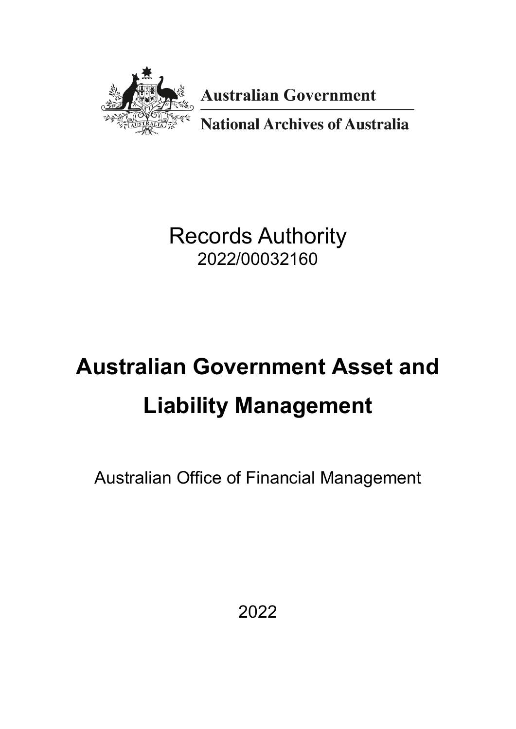Australian Government

National Archives of Australia

Records Authority
2022/00032160

# Australian Government Asset and Liability Management

Australian Office of Financial Management

2022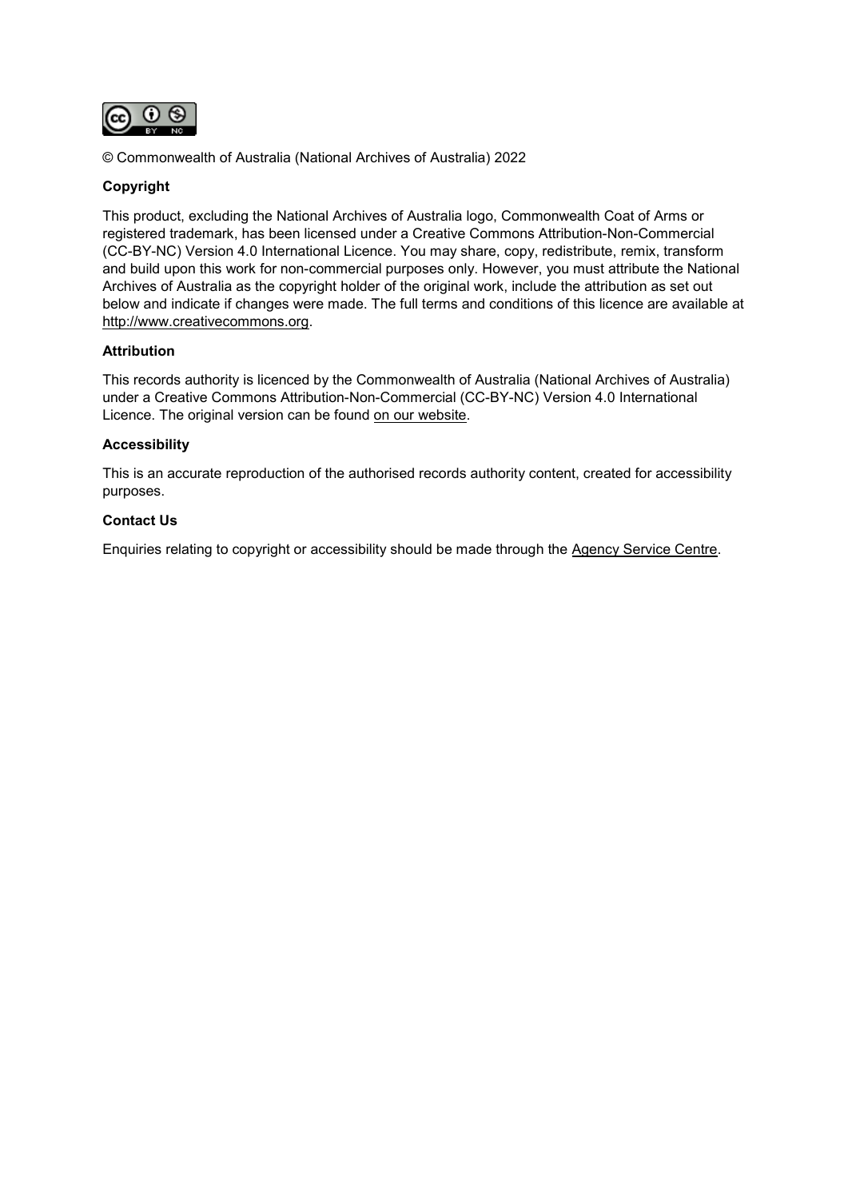© Commonwealth of Australia (National Archives of Australia) 2022

**Copyright**

This product, excluding the National Archives of Australia logo, Commonwealth Coat of Arms or registered trademark, has been licensed under a Creative Commons Attribution-Non-Commercial (CC-BY-NC) Version 4.0 International Licence. You may share, copy, redistribute, remix, transform and build upon this work for non-commercial purposes only. However, you must attribute the National Archives of Australia as the copyright holder of the original work, include the attribution as set out below and indicate if changes were made. The full terms and conditions of this licence are available at http://www.creativecommons.org.

**Attribution**

This records authority is licenced by the Commonwealth of Australia (National Archives of Australia) under a Creative Commons Attribution-Non-Commercial (CC-BY-NC) Version 4.0 International Licence. The original version can be found on our website.

**Accessibility**

This is an accurate reproduction of the authorised records authority content, created for accessibility purposes.

**Contact Us**

Enquiries relating to copyright or accessibility should be made through the Agency Service Centre.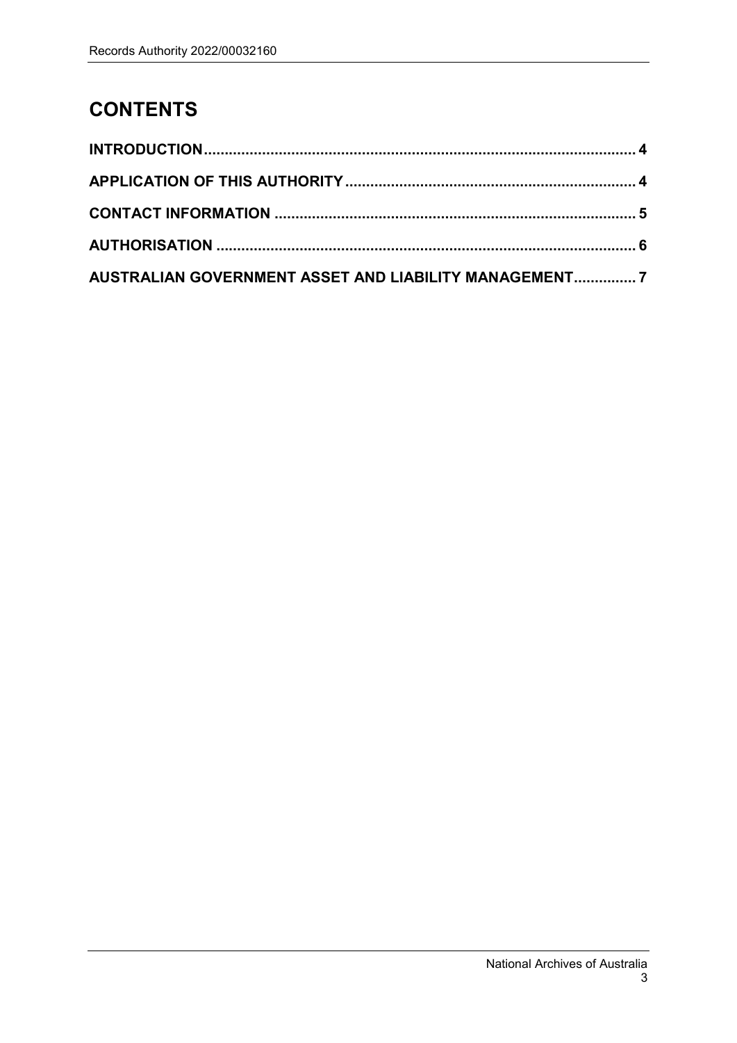# CONTENTS

**INTRODUCTION** .......................................................................................... 4

**APPLICATION OF THIS AUTHORITY** ........................................................... 4

**CONTACT INFORMATION** ............................................................................ 5

**AUTHORISATION** ......................................................................................... 6

**AUSTRALIAN GOVERNMENT ASSET AND LIABILITY MANAGEMENT** ............... 7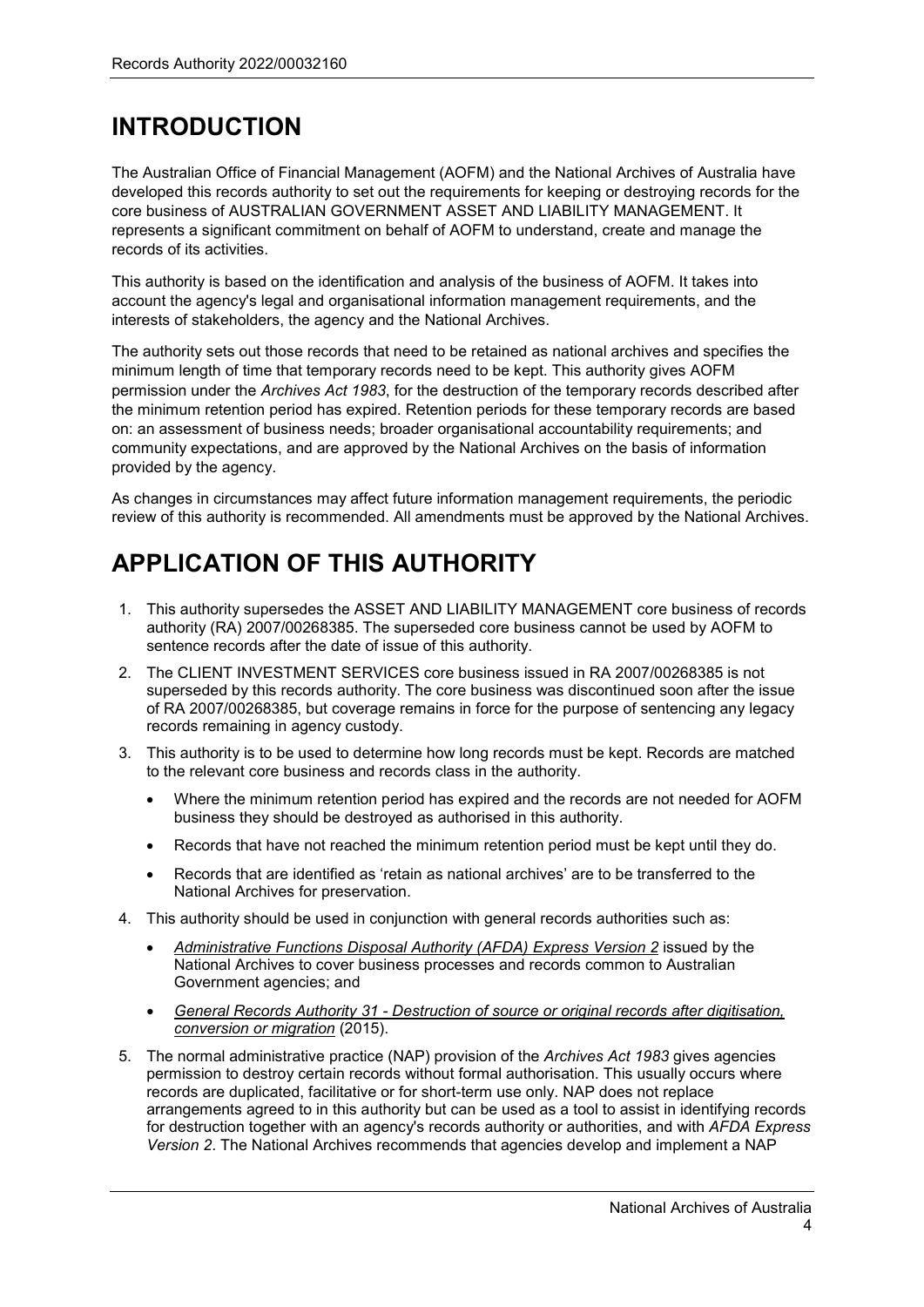# INTRODUCTION

The Australian Office of Financial Management (AOFM) and the National Archives of Australia have developed this records authority to set out the requirements for keeping or destroying records for the core business of AUSTRALIAN GOVERNMENT ASSET AND LIABILITY MANAGEMENT. It represents a significant commitment on behalf of AOFM to understand, create and manage the records of its activities.

This authority is based on the identification and analysis of the business of AOFM. It takes into account the agency's legal and organisational information management requirements, and the interests of stakeholders, the agency and the National Archives.

The authority sets out those records that need to be retained as national archives and specifies the minimum length of time that temporary records need to be kept. This authority gives AOFM permission under the *Archives Act 1983*, for the destruction of the temporary records described after the minimum retention period has expired. Retention periods for these temporary records are based on: an assessment of business needs; broader organisational accountability requirements; and community expectations, and are approved by the National Archives on the basis of information provided by the agency.

As changes in circumstances may affect future information management requirements, the periodic review of this authority is recommended. All amendments must be approved by the National Archives.

# APPLICATION OF THIS AUTHORITY

1. This authority supersedes the ASSET AND LIABILITY MANAGEMENT core business of records authority (RA) 2007/00268385. The superseded core business cannot be used by AOFM to sentence records after the date of issue of this authority.
2. The CLIENT INVESTMENT SERVICES core business issued in RA 2007/00268385 is not superseded by this records authority. The core business was discontinued soon after the issue of RA 2007/00268385, but coverage remains in force for the purpose of sentencing any legacy records remaining in agency custody.
3. This authority is to be used to determine how long records must be kept. Records are matched to the relevant core business and records class in the authority.
   - Where the minimum retention period has expired and the records are not needed for AOFM business they should be destroyed as authorised in this authority.
   - Records that have not reached the minimum retention period must be kept until they do.
   - Records that are identified as 'retain as national archives' are to be transferred to the National Archives for preservation.
4. This authority should be used in conjunction with general records authorities such as:
   - *Administrative Functions Disposal Authority (AFDA) Express Version 2* issued by the National Archives to cover business processes and records common to Australian Government agencies; and
   - *General Records Authority 31 - Destruction of source or original records after digitisation, conversion or migration* (2015).
5. The normal administrative practice (NAP) provision of the *Archives Act 1983* gives agencies permission to destroy certain records without formal authorisation. This usually occurs where records are duplicated, facilitative or for short-term use only. NAP does not replace arrangements agreed to in this authority but can be used as a tool to assist in identifying records for destruction together with an agency's records authority or authorities, and with *AFDA Express Version 2*. The National Archives recommends that agencies develop and implement a NAP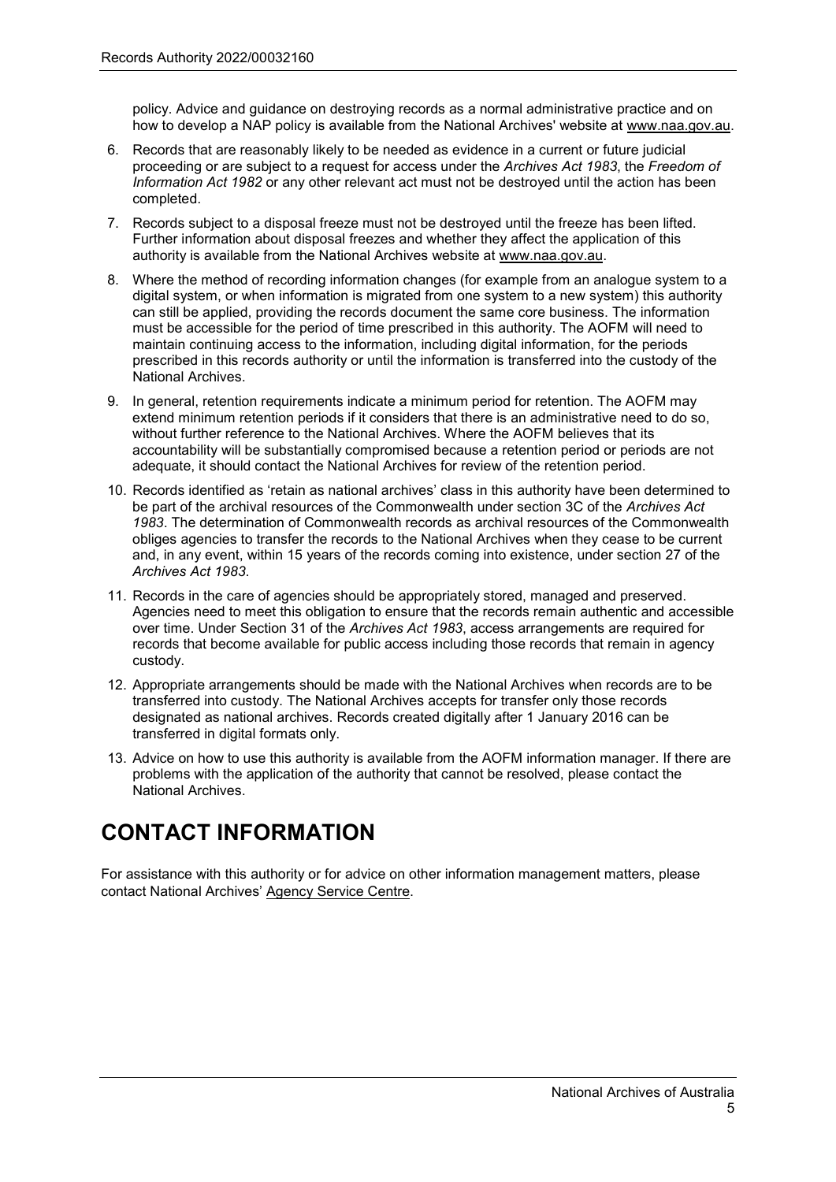policy. Advice and guidance on destroying records as a normal administrative practice and on how to develop a NAP policy is available from the National Archives' website at www.naa.gov.au.

6. Records that are reasonably likely to be needed as evidence in a current or future judicial proceeding or are subject to a request for access under the *Archives Act 1983*, the *Freedom of Information Act 1982* or any other relevant act must not be destroyed until the action has been completed.
7. Records subject to a disposal freeze must not be destroyed until the freeze has been lifted. Further information about disposal freezes and whether they affect the application of this authority is available from the National Archives website at www.naa.gov.au.
8. Where the method of recording information changes (for example from an analogue system to a digital system, or when information is migrated from one system to a new system) this authority can still be applied, providing the records document the same core business. The information must be accessible for the period of time prescribed in this authority. The AOFM will need to maintain continuing access to the information, including digital information, for the periods prescribed in this records authority or until the information is transferred into the custody of the National Archives.
9. In general, retention requirements indicate a minimum period for retention. The AOFM may extend minimum retention periods if it considers that there is an administrative need to do so, without further reference to the National Archives. Where the AOFM believes that its accountability will be substantially compromised because a retention period or periods are not adequate, it should contact the National Archives for review of the retention period.
10. Records identified as 'retain as national archives' class in this authority have been determined to be part of the archival resources of the Commonwealth under section 3C of the *Archives Act 1983*. The determination of Commonwealth records as archival resources of the Commonwealth obliges agencies to transfer the records to the National Archives when they cease to be current and, in any event, within 15 years of the records coming into existence, under section 27 of the *Archives Act 1983*.
11. Records in the care of agencies should be appropriately stored, managed and preserved. Agencies need to meet this obligation to ensure that the records remain authentic and accessible over time. Under Section 31 of the *Archives Act 1983*, access arrangements are required for records that become available for public access including those records that remain in agency custody.
12. Appropriate arrangements should be made with the National Archives when records are to be transferred into custody. The National Archives accepts for transfer only those records designated as national archives. Records created digitally after 1 January 2016 can be transferred in digital formats only.
13. Advice on how to use this authority is available from the AOFM information manager. If there are problems with the application of the authority that cannot be resolved, please contact the National Archives.

# CONTACT INFORMATION

For assistance with this authority or for advice on other information management matters, please contact National Archives' Agency Service Centre.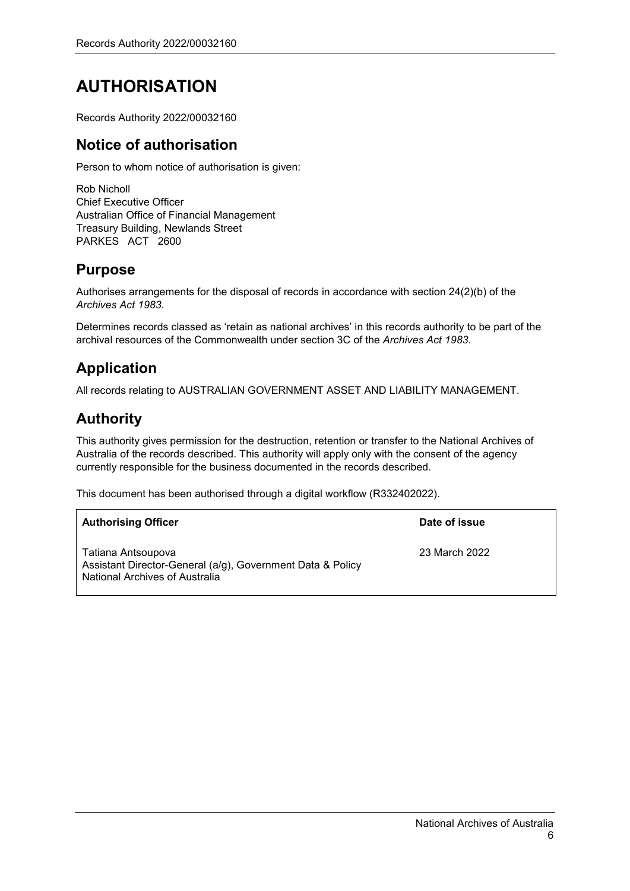# AUTHORISATION

Records Authority 2022/00032160

## Notice of authorisation

Person to whom notice of authorisation is given:

Rob Nicholl
Chief Executive Officer
Australian Office of Financial Management
Treasury Building, Newlands Street
PARKES ACT 2600

## Purpose

Authorises arrangements for the disposal of records in accordance with section 24(2)(b) of the *Archives Act 1983*.

Determines records classed as 'retain as national archives' in this records authority to be part of the archival resources of the Commonwealth under section 3C of the *Archives Act 1983*.

## Application

All records relating to AUSTRALIAN GOVERNMENT ASSET AND LIABILITY MANAGEMENT.

## Authority

This authority gives permission for the destruction, retention or transfer to the National Archives of Australia of the records described. This authority will apply only with the consent of the agency currently responsible for the business documented in the records described.

This document has been authorised through a digital workflow (R332402022).

| **Authorising Officer** | **Date of issue** |
| --- | --- |
| Tatiana Antsoupova<br>Assistant Director-General (a/g), Government Data & Policy<br>National Archives of Australia | 23 March 2022 |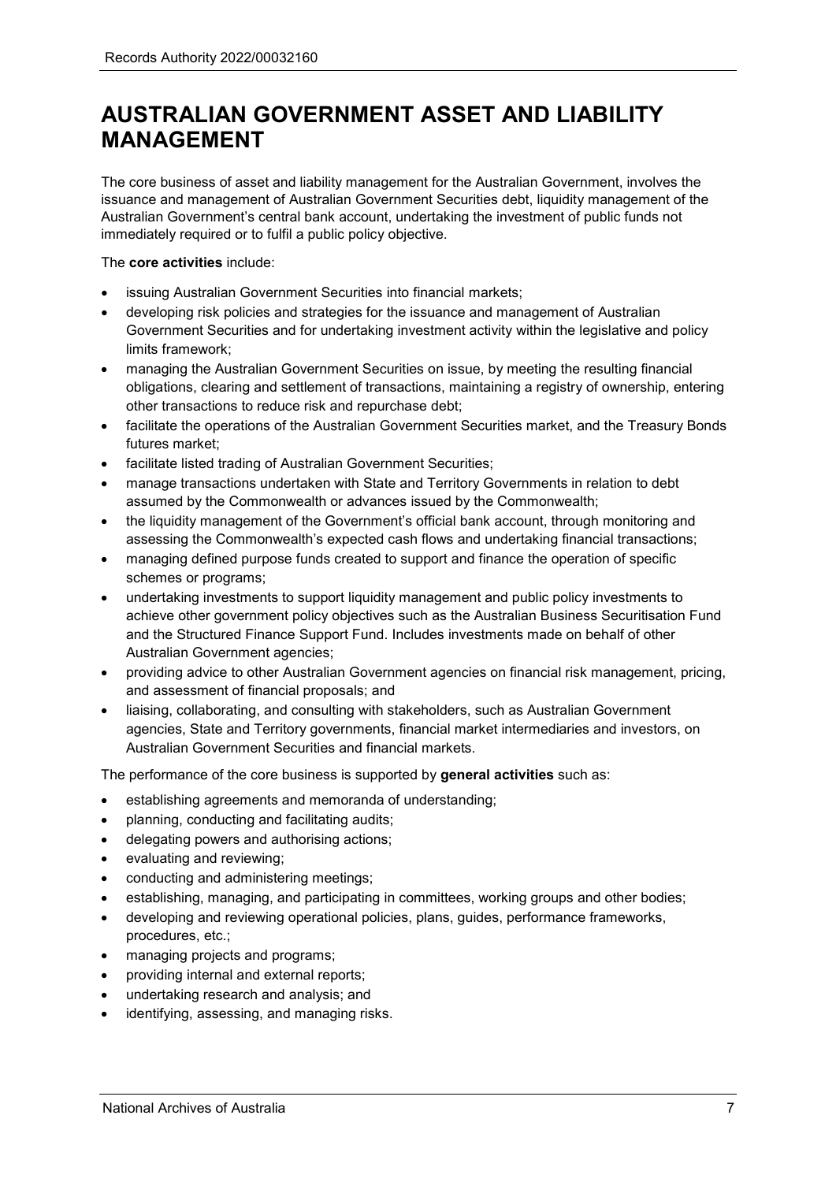# AUSTRALIAN GOVERNMENT ASSET AND LIABILITY MANAGEMENT

The core business of asset and liability management for the Australian Government, involves the issuance and management of Australian Government Securities debt, liquidity management of the Australian Government's central bank account, undertaking the investment of public funds not immediately required or to fulfil a public policy objective.

The **core activities** include:

- issuing Australian Government Securities into financial markets;
- developing risk policies and strategies for the issuance and management of Australian Government Securities and for undertaking investment activity within the legislative and policy limits framework;
- managing the Australian Government Securities on issue, by meeting the resulting financial obligations, clearing and settlement of transactions, maintaining a registry of ownership, entering other transactions to reduce risk and repurchase debt;
- facilitate the operations of the Australian Government Securities market, and the Treasury Bonds futures market;
- facilitate listed trading of Australian Government Securities;
- manage transactions undertaken with State and Territory Governments in relation to debt assumed by the Commonwealth or advances issued by the Commonwealth;
- the liquidity management of the Government's official bank account, through monitoring and assessing the Commonwealth's expected cash flows and undertaking financial transactions;
- managing defined purpose funds created to support and finance the operation of specific schemes or programs;
- undertaking investments to support liquidity management and public policy investments to achieve other government policy objectives such as the Australian Business Securitisation Fund and the Structured Finance Support Fund. Includes investments made on behalf of other Australian Government agencies;
- providing advice to other Australian Government agencies on financial risk management, pricing, and assessment of financial proposals; and
- liaising, collaborating, and consulting with stakeholders, such as Australian Government agencies, State and Territory governments, financial market intermediaries and investors, on Australian Government Securities and financial markets.

The performance of the core business is supported by **general activities** such as:

- establishing agreements and memoranda of understanding;
- planning, conducting and facilitating audits;
- delegating powers and authorising actions;
- evaluating and reviewing;
- conducting and administering meetings;
- establishing, managing, and participating in committees, working groups and other bodies;
- developing and reviewing operational policies, plans, guides, performance frameworks, procedures, etc.;
- managing projects and programs;
- providing internal and external reports;
- undertaking research and analysis; and
- identifying, assessing, and managing risks.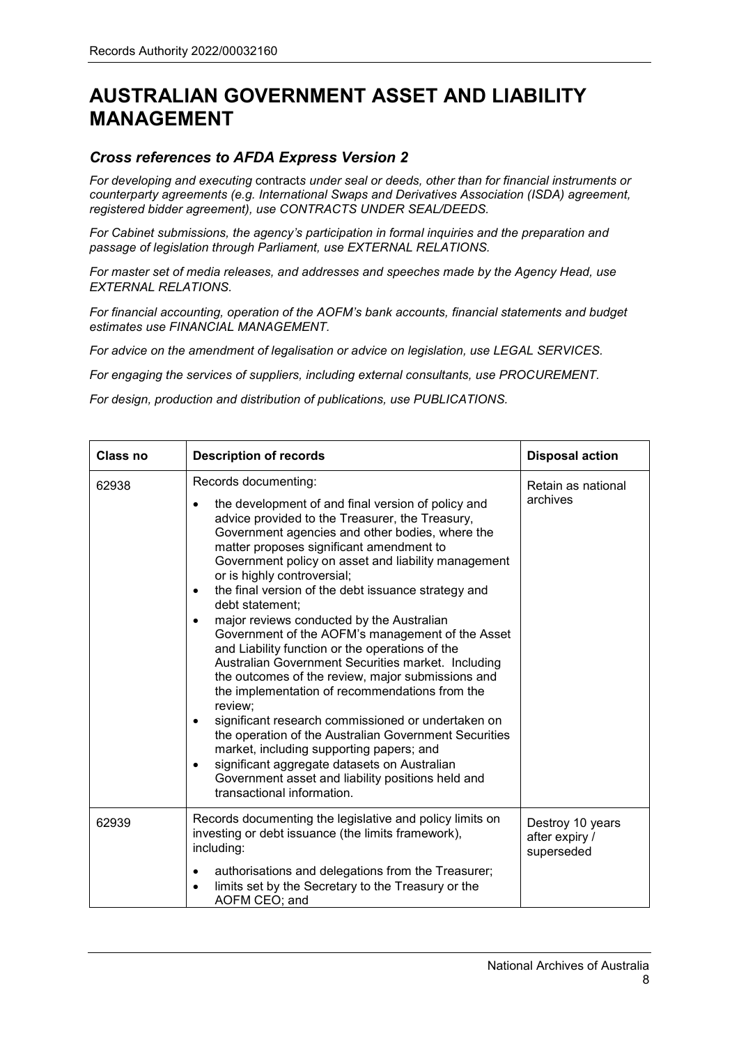# AUSTRALIAN GOVERNMENT ASSET AND LIABILITY MANAGEMENT

## *Cross references to AFDA Express Version 2*

*For developing and executing* contracts *under seal or deeds, other than for financial instruments or counterparty agreements (e.g. International Swaps and Derivatives Association (ISDA) agreement, registered bidder agreement), use CONTRACTS UNDER SEAL/DEEDS.*

*For Cabinet submissions, the agency's participation in formal inquiries and the preparation and passage of legislation through Parliament, use EXTERNAL RELATIONS.*

*For master set of media releases, and addresses and speeches made by the Agency Head, use EXTERNAL RELATIONS.*

*For financial accounting, operation of the AOFM's bank accounts, financial statements and budget estimates use FINANCIAL MANAGEMENT.*

*For advice on the amendment of legalisation or advice on legislation, use LEGAL SERVICES.*

*For engaging the services of suppliers, including external consultants, use PROCUREMENT.*

*For design, production and distribution of publications, use PUBLICATIONS.*

| Class no | Description of records | Disposal action |
|---|---|---|
| 62938 | Records documenting:<br>• the development of and final version of policy and advice provided to the Treasurer, the Treasury, Government agencies and other bodies, where the matter proposes significant amendment to Government policy on asset and liability management or is highly controversial;<br>• the final version of the debt issuance strategy and debt statement;<br>• major reviews conducted by the Australian Government of the AOFM's management of the Asset and Liability function or the operations of the Australian Government Securities market. Including the outcomes of the review, major submissions and the implementation of recommendations from the review;<br>• significant research commissioned or undertaken on the operation of the Australian Government Securities market, including supporting papers; and<br>• significant aggregate datasets on Australian Government asset and liability positions held and transactional information. | Retain as national archives |
| 62939 | Records documenting the legislative and policy limits on investing or debt issuance (the limits framework), including:<br>• authorisations and delegations from the Treasurer;<br>• limits set by the Secretary to the Treasury or the AOFM CEO; and | Destroy 10 years after expiry / superseded |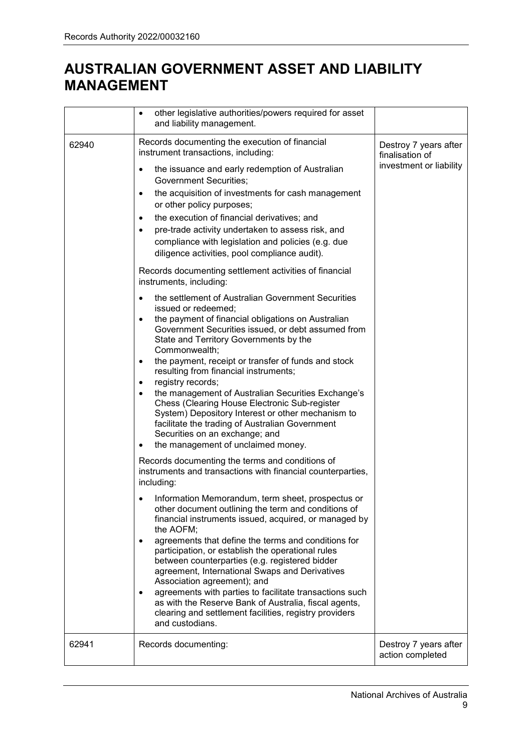# AUSTRALIAN GOVERNMENT ASSET AND LIABILITY MANAGEMENT

| | | |
|---|---|---|
| | • other legislative authorities/powers required for asset and liability management. | |
| 62940 | Records documenting the execution of financial instrument transactions, including:<br>• the issuance and early redemption of Australian Government Securities;<br>• the acquisition of investments for cash management or other policy purposes;<br>• the execution of financial derivatives; and<br>• pre-trade activity undertaken to assess risk, and compliance with legislation and policies (e.g. due diligence activities, pool compliance audit).<br><br>Records documenting settlement activities of financial instruments, including:<br>• the settlement of Australian Government Securities issued or redeemed;<br>• the payment of financial obligations on Australian Government Securities issued, or debt assumed from State and Territory Governments by the Commonwealth;<br>• the payment, receipt or transfer of funds and stock resulting from financial instruments;<br>• registry records;<br>• the management of Australian Securities Exchange's Chess (Clearing House Electronic Sub-register System) Depository Interest or other mechanism to facilitate the trading of Australian Government Securities on an exchange; and<br>• the management of unclaimed money.<br><br>Records documenting the terms and conditions of instruments and transactions with financial counterparties, including:<br>• Information Memorandum, term sheet, prospectus or other document outlining the term and conditions of financial instruments issued, acquired, or managed by the AOFM;<br>• agreements that define the terms and conditions for participation, or establish the operational rules between counterparties (e.g. registered bidder agreement, International Swaps and Derivatives Association agreement); and<br>• agreements with parties to facilitate transactions such as with the Reserve Bank of Australia, fiscal agents, clearing and settlement facilities, registry providers and custodians. | Destroy 7 years after finalisation of investment or liability |
| 62941 | Records documenting: | Destroy 7 years after action completed |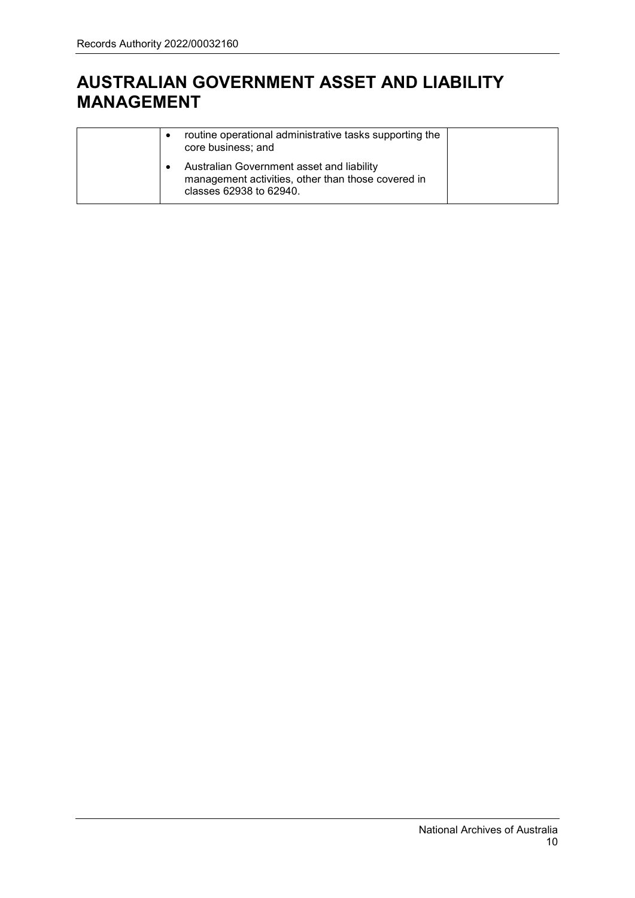# AUSTRALIAN GOVERNMENT ASSET AND LIABILITY MANAGEMENT

| | | |
|---|---|---|
| | • routine operational administrative tasks supporting the core business; and<br>• Australian Government asset and liability management activities, other than those covered in classes 62938 to 62940. | |